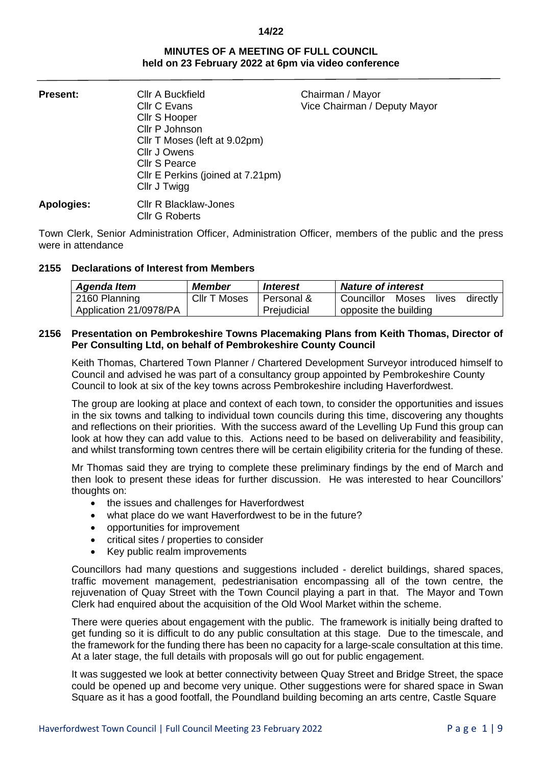14/22

# MINUTES OF A MEETING OF FULL COUNCIL
## held on 23 February 2022 at 6pm via video conference

| | | |
|---|---|---|
| **Present:** | Cllr A Buckfield | Chairman / Mayor |
| | Cllr C Evans | Vice Chairman / Deputy Mayor |
| | Cllr S Hooper | |
| | Cllr P Johnson | |
| | Cllr T Moses (left at 9.02pm) | |
| | Cllr J Owens | |
| | Cllr S Pearce | |
| | Cllr E Perkins (joined at 7.21pm) | |
| | Cllr J Twigg | |
| **Apologies:** | Cllr R Blacklaw-Jones | |
| | Cllr G Roberts | |

Town Clerk, Senior Administration Officer, Administration Officer, members of the public and the press were in attendance

### 2155 Declarations of Interest from Members

| *Agenda Item* | *Member* | *Interest* | *Nature of interest* |
|---|---|---|---|
| 2160 Planning Application 21/0978/PA | Cllr T Moses | Personal & Prejudicial | Councillor Moses lives directly opposite the building |

### 2156 Presentation on Pembrokeshire Towns Placemaking Plans from Keith Thomas, Director of Per Consulting Ltd, on behalf of Pembrokeshire County Council

Keith Thomas, Chartered Town Planner / Chartered Development Surveyor introduced himself to Council and advised he was part of a consultancy group appointed by Pembrokeshire County Council to look at six of the key towns across Pembrokeshire including Haverfordwest.

The group are looking at place and context of each town, to consider the opportunities and issues in the six towns and talking to individual town councils during this time, discovering any thoughts and reflections on their priorities. With the success award of the Levelling Up Fund this group can look at how they can add value to this. Actions need to be based on deliverability and feasibility, and whilst transforming town centres there will be certain eligibility criteria for the funding of these.

Mr Thomas said they are trying to complete these preliminary findings by the end of March and then look to present these ideas for further discussion. He was interested to hear Councillors' thoughts on:

- the issues and challenges for Haverfordwest
- what place do we want Haverfordwest to be in the future?
- opportunities for improvement
- critical sites / properties to consider
- Key public realm improvements

Councillors had many questions and suggestions included - derelict buildings, shared spaces, traffic movement management, pedestrianisation encompassing all of the town centre, the rejuvenation of Quay Street with the Town Council playing a part in that. The Mayor and Town Clerk had enquired about the acquisition of the Old Wool Market within the scheme.

There were queries about engagement with the public. The framework is initially being drafted to get funding so it is difficult to do any public consultation at this stage. Due to the timescale, and the framework for the funding there has been no capacity for a large-scale consultation at this time. At a later stage, the full details with proposals will go out for public engagement.

It was suggested we look at better connectivity between Quay Street and Bridge Street, the space could be opened up and become very unique. Other suggestions were for shared space in Swan Square as it has a good footfall, the Poundland building becoming an arts centre, Castle Square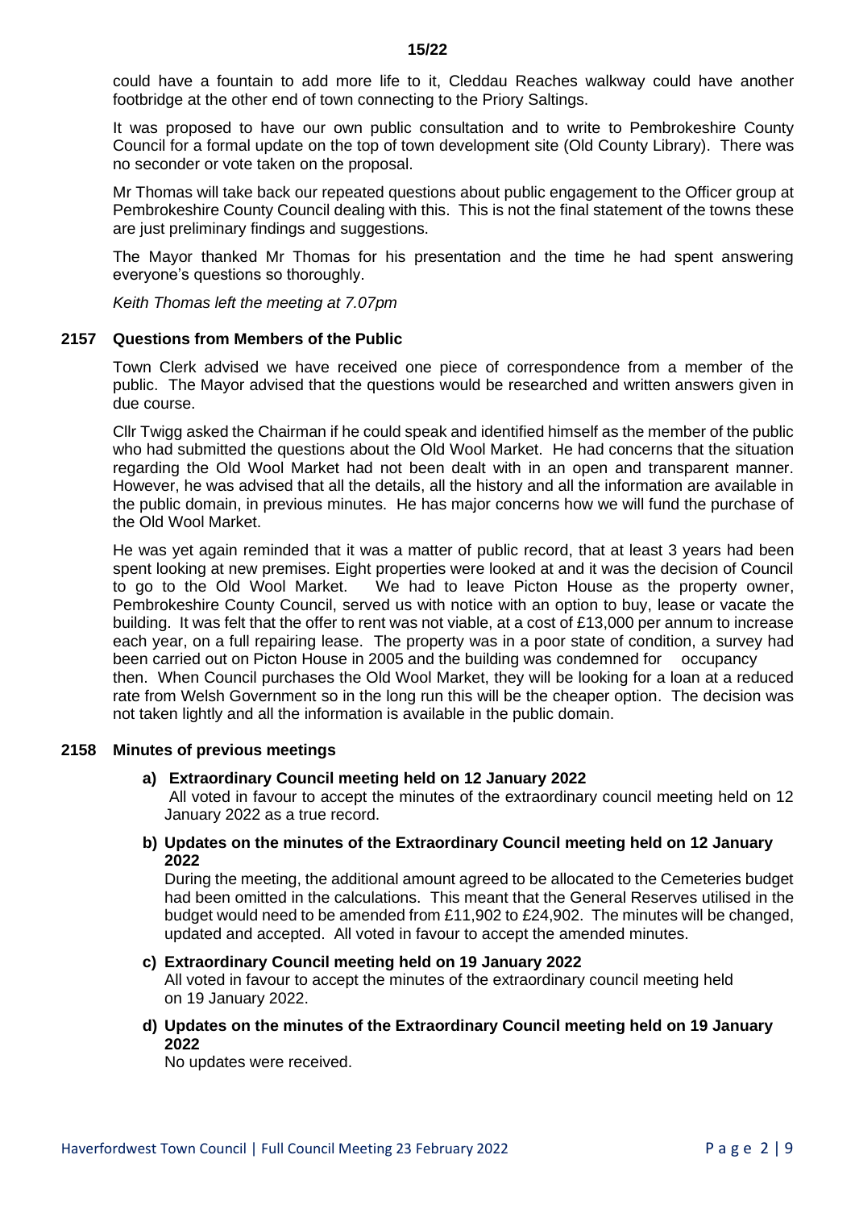could have a fountain to add more life to it, Cleddau Reaches walkway could have another footbridge at the other end of town connecting to the Priory Saltings.

It was proposed to have our own public consultation and to write to Pembrokeshire County Council for a formal update on the top of town development site (Old County Library). There was no seconder or vote taken on the proposal.

Mr Thomas will take back our repeated questions about public engagement to the Officer group at Pembrokeshire County Council dealing with this. This is not the final statement of the towns these are just preliminary findings and suggestions.

The Mayor thanked Mr Thomas for his presentation and the time he had spent answering everyone's questions so thoroughly.

*Keith Thomas left the meeting at 7.07pm*

## 2157 Questions from Members of the Public

Town Clerk advised we have received one piece of correspondence from a member of the public. The Mayor advised that the questions would be researched and written answers given in due course.

Cllr Twigg asked the Chairman if he could speak and identified himself as the member of the public who had submitted the questions about the Old Wool Market. He had concerns that the situation regarding the Old Wool Market had not been dealt with in an open and transparent manner. However, he was advised that all the details, all the history and all the information are available in the public domain, in previous minutes. He has major concerns how we will fund the purchase of the Old Wool Market.

He was yet again reminded that it was a matter of public record, that at least 3 years had been spent looking at new premises. Eight properties were looked at and it was the decision of Council to go to the Old Wool Market. We had to leave Picton House as the property owner, Pembrokeshire County Council, served us with notice with an option to buy, lease or vacate the building. It was felt that the offer to rent was not viable, at a cost of £13,000 per annum to increase each year, on a full repairing lease. The property was in a poor state of condition, a survey had been carried out on Picton House in 2005 and the building was condemned for occupancy then. When Council purchases the Old Wool Market, they will be looking for a loan at a reduced rate from Welsh Government so in the long run this will be the cheaper option. The decision was not taken lightly and all the information is available in the public domain.

## 2158 Minutes of previous meetings

**a) Extraordinary Council meeting held on 12 January 2022**

All voted in favour to accept the minutes of the extraordinary council meeting held on 12 January 2022 as a true record.

**b) Updates on the minutes of the Extraordinary Council meeting held on 12 January 2022**

During the meeting, the additional amount agreed to be allocated to the Cemeteries budget had been omitted in the calculations. This meant that the General Reserves utilised in the budget would need to be amended from £11,902 to £24,902. The minutes will be changed, updated and accepted. All voted in favour to accept the amended minutes.

**c) Extraordinary Council meeting held on 19 January 2022**

All voted in favour to accept the minutes of the extraordinary council meeting held on 19 January 2022.

**d) Updates on the minutes of the Extraordinary Council meeting held on 19 January 2022**

No updates were received.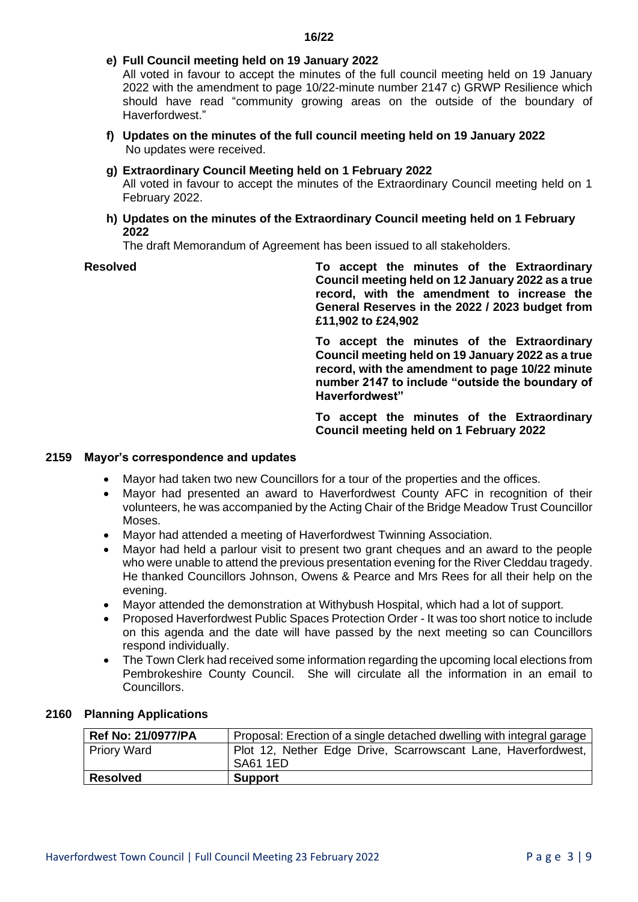**16/22**

**e) Full Council meeting held on 19 January 2022**

All voted in favour to accept the minutes of the full council meeting held on 19 January 2022 with the amendment to page 10/22-minute number 2147 c) GRWP Resilience which should have read "community growing areas on the outside of the boundary of Haverfordwest."

**f) Updates on the minutes of the full council meeting held on 19 January 2022**

No updates were received.

**g) Extraordinary Council Meeting held on 1 February 2022**

All voted in favour to accept the minutes of the Extraordinary Council meeting held on 1 February 2022.

**h) Updates on the minutes of the Extraordinary Council meeting held on 1 February 2022**

The draft Memorandum of Agreement has been issued to all stakeholders.

**Resolved**

**To accept the minutes of the Extraordinary Council meeting held on 12 January 2022 as a true record, with the amendment to increase the General Reserves in the 2022 / 2023 budget from £11,902 to £24,902**

**To accept the minutes of the Extraordinary Council meeting held on 19 January 2022 as a true record, with the amendment to page 10/22 minute number 2147 to include "outside the boundary of Haverfordwest"**

**To accept the minutes of the Extraordinary Council meeting held on 1 February 2022**

## 2159 Mayor's correspondence and updates

- Mayor had taken two new Councillors for a tour of the properties and the offices.
- Mayor had presented an award to Haverfordwest County AFC in recognition of their volunteers, he was accompanied by the Acting Chair of the Bridge Meadow Trust Councillor Moses.
- Mayor had attended a meeting of Haverfordwest Twinning Association.
- Mayor had held a parlour visit to present two grant cheques and an award to the people who were unable to attend the previous presentation evening for the River Cleddau tragedy. He thanked Councillors Johnson, Owens & Pearce and Mrs Rees for all their help on the evening.
- Mayor attended the demonstration at Withybush Hospital, which had a lot of support.
- Proposed Haverfordwest Public Spaces Protection Order - It was too short notice to include on this agenda and the date will have passed by the next meeting so can Councillors respond individually.
- The Town Clerk had received some information regarding the upcoming local elections from Pembrokeshire County Council. She will circulate all the information in an email to Councillors.

## 2160 Planning Applications

| **Ref No: 21/0977/PA** | Proposal: Erection of a single detached dwelling with integral garage |
|---|---|
| Priory Ward | Plot 12, Nether Edge Drive, Scarrowscant Lane, Haverfordwest, SA61 1ED |
| **Resolved** | **Support** |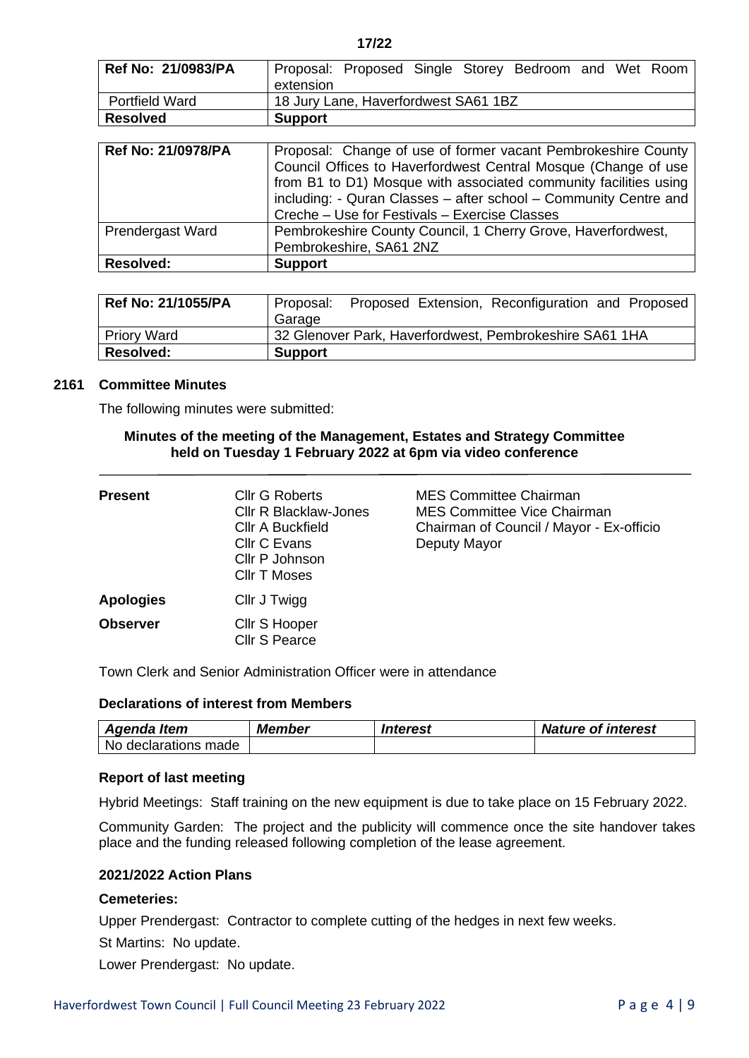17/22

| Ref No: 21/0983/PA | Proposal: Proposed Single Storey Bedroom and Wet Room extension |
|---|---|
| Portfield Ward | 18 Jury Lane, Haverfordwest SA61 1BZ |
| **Resolved** | **Support** |

| Ref No: 21/0978/PA | Proposal: Change of use of former vacant Pembrokeshire County Council Offices to Haverfordwest Central Mosque (Change of use from B1 to D1) Mosque with associated community facilities using including: - Quran Classes – after school – Community Centre and Creche – Use for Festivals – Exercise Classes |
|---|---|
| Prendergast Ward | Pembrokeshire County Council, 1 Cherry Grove, Haverfordwest, Pembrokeshire, SA61 2NZ |
| **Resolved:** | **Support** |

| Ref No: 21/1055/PA | Proposal: Proposed Extension, Reconfiguration and Proposed Garage |
|---|---|
| Priory Ward | 32 Glenover Park, Haverfordwest, Pembrokeshire SA61 1HA |
| **Resolved:** | **Support** |

## 2161 Committee Minutes

The following minutes were submitted:

### Minutes of the meeting of the Management, Estates and Strategy Committee held on Tuesday 1 February 2022 at 6pm via video conference

| | | |
|---|---|---|
| **Present** | Cllr G Roberts | MES Committee Chairman |
| | Cllr R Blacklaw-Jones | MES Committee Vice Chairman |
| | Cllr A Buckfield | Chairman of Council / Mayor - Ex-officio |
| | Cllr C Evans | Deputy Mayor |
| | Cllr P Johnson | |
| | Cllr T Moses | |
| **Apologies** | Cllr J Twigg | |
| **Observer** | Cllr S Hooper | |
| | Cllr S Pearce | |

Town Clerk and Senior Administration Officer were in attendance

#### Declarations of interest from Members

| *Agenda Item* | *Member* | *Interest* | *Nature of interest* |
|---|---|---|---|
| No declarations made | | | |

#### Report of last meeting

Hybrid Meetings: Staff training on the new equipment is due to take place on 15 February 2022.

Community Garden: The project and the publicity will commence once the site handover takes place and the funding released following completion of the lease agreement.

#### 2021/2022 Action Plans

**Cemeteries:**

Upper Prendergast: Contractor to complete cutting of the hedges in next few weeks.

St Martins: No update.

Lower Prendergast: No update.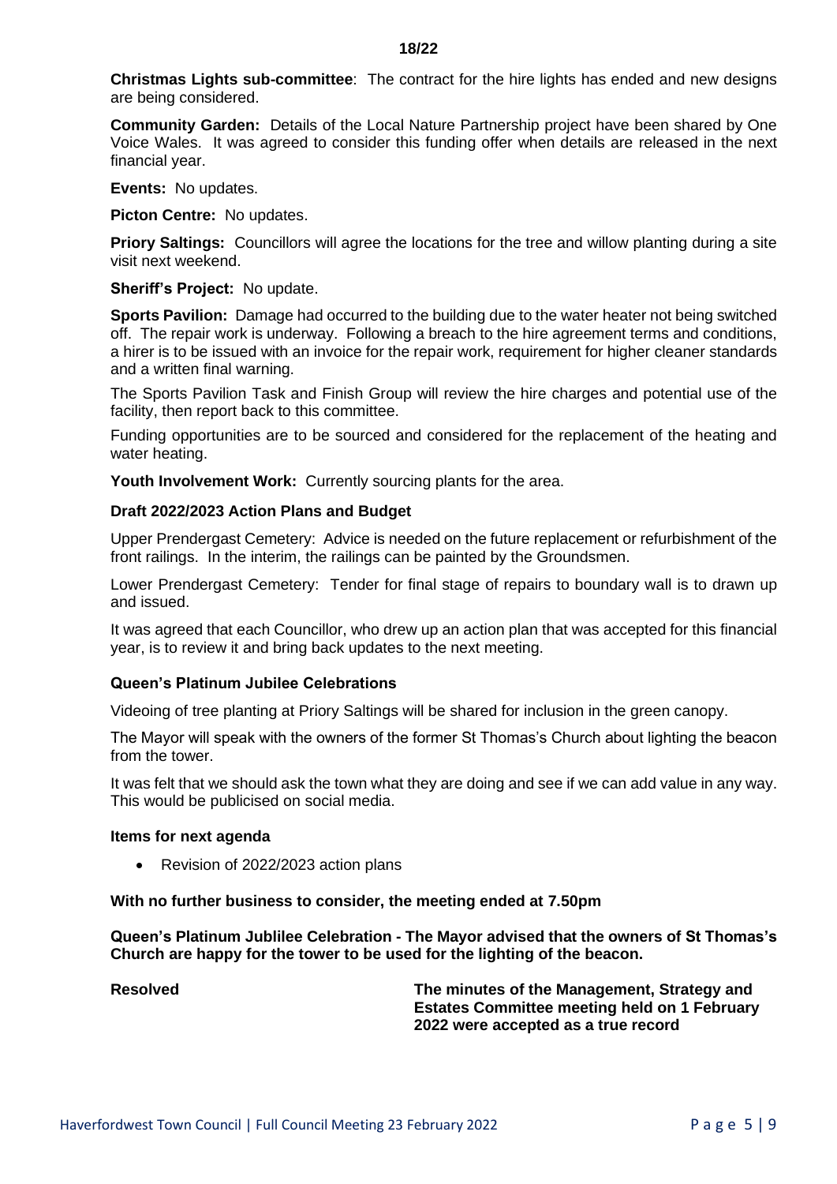**18/22**

**Christmas Lights sub-committee**: The contract for the hire lights has ended and new designs are being considered.

**Community Garden:** Details of the Local Nature Partnership project have been shared by One Voice Wales. It was agreed to consider this funding offer when details are released in the next financial year.

**Events:** No updates.

**Picton Centre:** No updates.

**Priory Saltings:** Councillors will agree the locations for the tree and willow planting during a site visit next weekend.

**Sheriff's Project:** No update.

**Sports Pavilion:** Damage had occurred to the building due to the water heater not being switched off. The repair work is underway. Following a breach to the hire agreement terms and conditions, a hirer is to be issued with an invoice for the repair work, requirement for higher cleaner standards and a written final warning.

The Sports Pavilion Task and Finish Group will review the hire charges and potential use of the facility, then report back to this committee.

Funding opportunities are to be sourced and considered for the replacement of the heating and water heating.

**Youth Involvement Work:** Currently sourcing plants for the area.

**Draft 2022/2023 Action Plans and Budget**

Upper Prendergast Cemetery: Advice is needed on the future replacement or refurbishment of the front railings. In the interim, the railings can be painted by the Groundsmen.

Lower Prendergast Cemetery: Tender for final stage of repairs to boundary wall is to drawn up and issued.

It was agreed that each Councillor, who drew up an action plan that was accepted for this financial year, is to review it and bring back updates to the next meeting.

**Queen's Platinum Jubilee Celebrations**

Videoing of tree planting at Priory Saltings will be shared for inclusion in the green canopy.

The Mayor will speak with the owners of the former St Thomas's Church about lighting the beacon from the tower.

It was felt that we should ask the town what they are doing and see if we can add value in any way. This would be publicised on social media.

**Items for next agenda**

- Revision of 2022/2023 action plans

**With no further business to consider, the meeting ended at 7.50pm**

**Queen's Platinum Jublilee Celebration - The Mayor advised that the owners of St Thomas's Church are happy for the tower to be used for the lighting of the beacon.**

**Resolved** **The minutes of the Management, Strategy and Estates Committee meeting held on 1 February 2022 were accepted as a true record**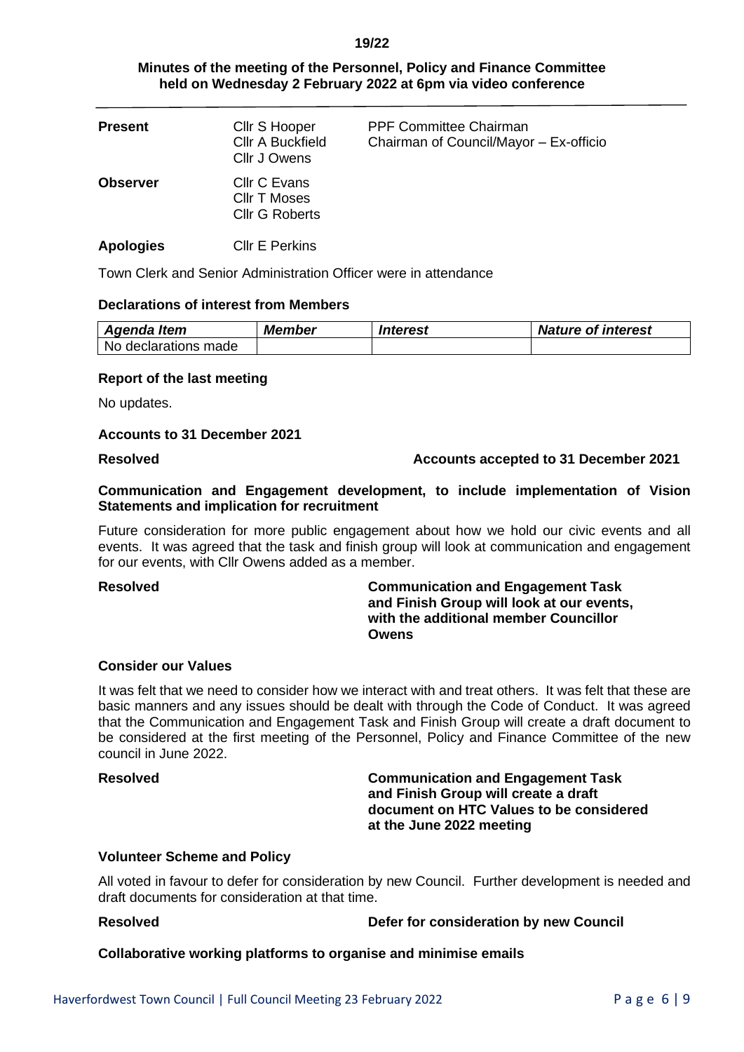**19/22**

## Minutes of the meeting of the Personnel, Policy and Finance Committee held on Wednesday 2 February 2022 at 6pm via video conference

| | | |
|---|---|---|
| **Present** | Cllr S Hooper<br>Cllr A Buckfield<br>Cllr J Owens | PPF Committee Chairman<br>Chairman of Council/Mayor – Ex-officio |
| **Observer** | Cllr C Evans<br>Cllr T Moses<br>Cllr G Roberts | |
| **Apologies** | Cllr E Perkins | |

Town Clerk and Senior Administration Officer were in attendance

### Declarations of interest from Members

| *Agenda Item* | *Member* | *Interest* | *Nature of interest* |
|---|---|---|---|
| No declarations made | | | |

### Report of the last meeting

No updates.

### Accounts to 31 December 2021

**Resolved** — **Accounts accepted to 31 December 2021**

### Communication and Engagement development, to include implementation of Vision Statements and implication for recruitment

Future consideration for more public engagement about how we hold our civic events and all events. It was agreed that the task and finish group will look at communication and engagement for our events, with Cllr Owens added as a member.

**Resolved** — **Communication and Engagement Task and Finish Group will look at our events, with the additional member Councillor Owens**

### Consider our Values

It was felt that we need to consider how we interact with and treat others. It was felt that these are basic manners and any issues should be dealt with through the Code of Conduct. It was agreed that the Communication and Engagement Task and Finish Group will create a draft document to be considered at the first meeting of the Personnel, Policy and Finance Committee of the new council in June 2022.

**Resolved** — **Communication and Engagement Task and Finish Group will create a draft document on HTC Values to be considered at the June 2022 meeting**

### Volunteer Scheme and Policy

All voted in favour to defer for consideration by new Council. Further development is needed and draft documents for consideration at that time.

**Resolved** — **Defer for consideration by new Council**

### Collaborative working platforms to organise and minimise emails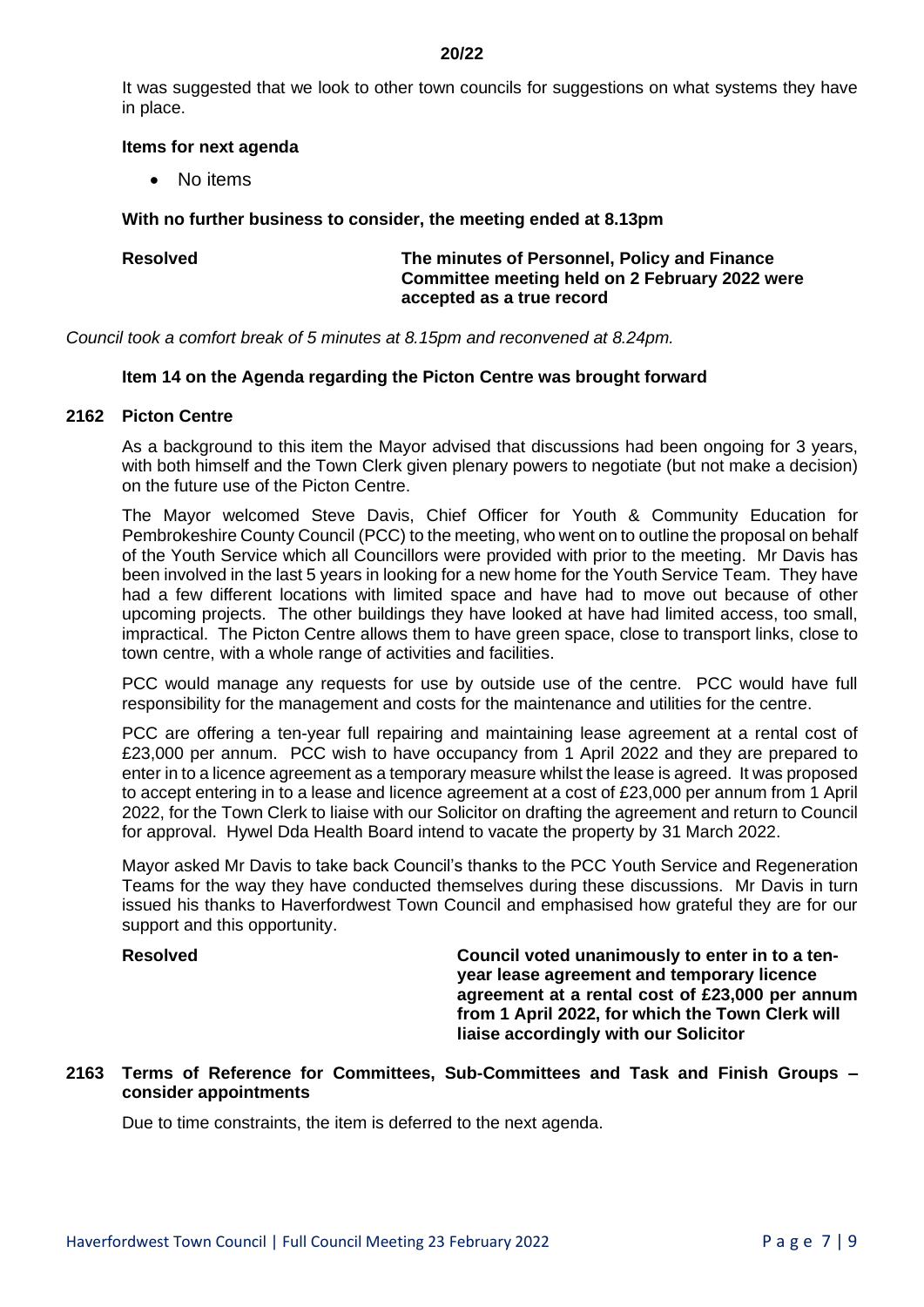**20/22**

It was suggested that we look to other town councils for suggestions on what systems they have in place.

**Items for next agenda**

- No items

**With no further business to consider, the meeting ended at 8.13pm**

**Resolved** **The minutes of Personnel, Policy and Finance Committee meeting held on 2 February 2022 were accepted as a true record**

*Council took a comfort break of 5 minutes at 8.15pm and reconvened at 8.24pm.*

**Item 14 on the Agenda regarding the Picton Centre was brought forward**

## 2162 Picton Centre

As a background to this item the Mayor advised that discussions had been ongoing for 3 years, with both himself and the Town Clerk given plenary powers to negotiate (but not make a decision) on the future use of the Picton Centre.

The Mayor welcomed Steve Davis, Chief Officer for Youth & Community Education for Pembrokeshire County Council (PCC) to the meeting, who went on to outline the proposal on behalf of the Youth Service which all Councillors were provided with prior to the meeting. Mr Davis has been involved in the last 5 years in looking for a new home for the Youth Service Team. They have had a few different locations with limited space and have had to move out because of other upcoming projects. The other buildings they have looked at have had limited access, too small, impractical. The Picton Centre allows them to have green space, close to transport links, close to town centre, with a whole range of activities and facilities.

PCC would manage any requests for use by outside use of the centre. PCC would have full responsibility for the management and costs for the maintenance and utilities for the centre.

PCC are offering a ten-year full repairing and maintaining lease agreement at a rental cost of £23,000 per annum. PCC wish to have occupancy from 1 April 2022 and they are prepared to enter in to a licence agreement as a temporary measure whilst the lease is agreed. It was proposed to accept entering in to a lease and licence agreement at a cost of £23,000 per annum from 1 April 2022, for the Town Clerk to liaise with our Solicitor on drafting the agreement and return to Council for approval. Hywel Dda Health Board intend to vacate the property by 31 March 2022.

Mayor asked Mr Davis to take back Council's thanks to the PCC Youth Service and Regeneration Teams for the way they have conducted themselves during these discussions. Mr Davis in turn issued his thanks to Haverfordwest Town Council and emphasised how grateful they are for our support and this opportunity.

**Resolved** **Council voted unanimously to enter in to a ten-year lease agreement and temporary licence agreement at a rental cost of £23,000 per annum from 1 April 2022, for which the Town Clerk will liaise accordingly with our Solicitor**

## 2163 Terms of Reference for Committees, Sub-Committees and Task and Finish Groups – consider appointments

Due to time constraints, the item is deferred to the next agenda.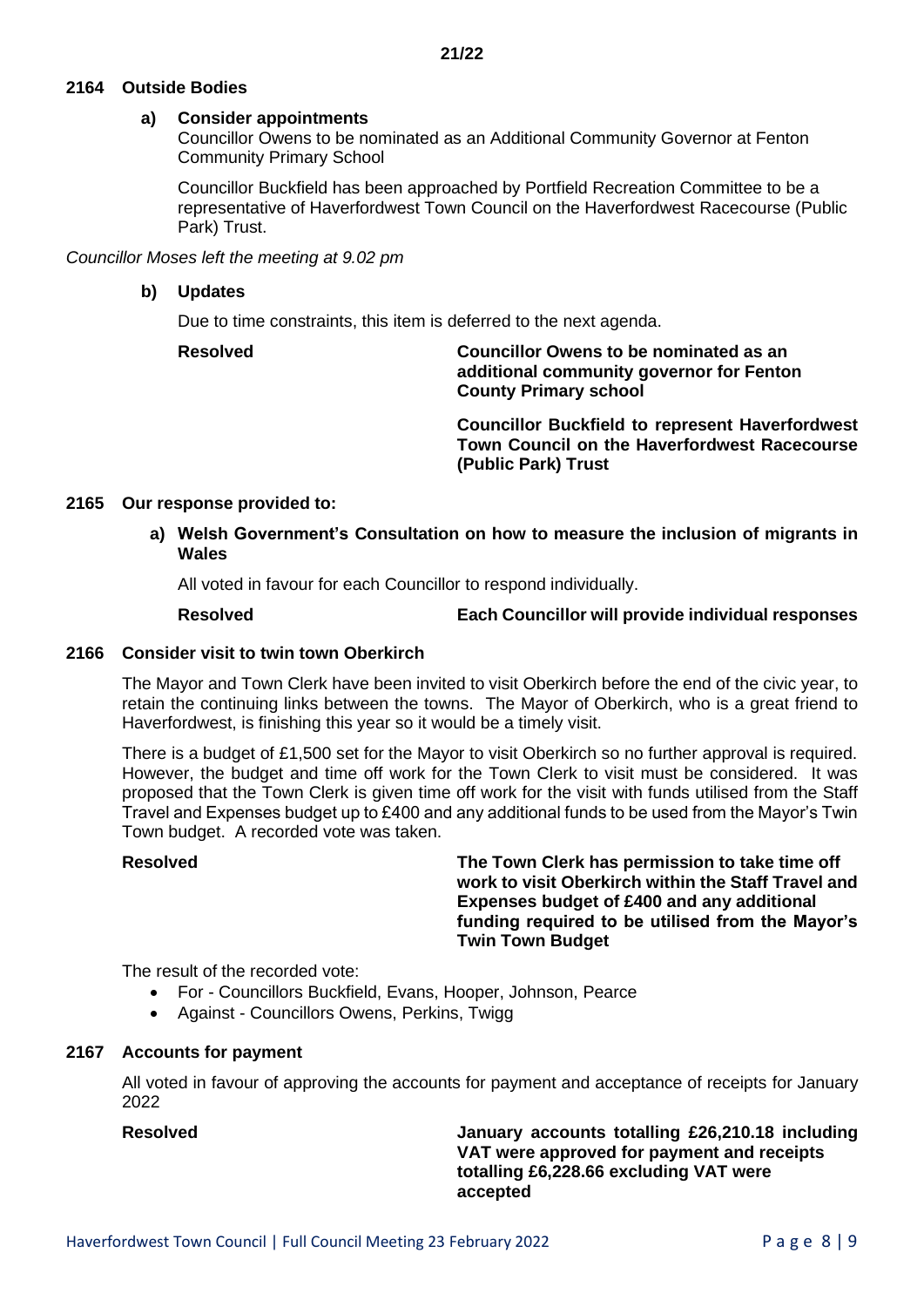**21/22**

## 2164 Outside Bodies

**a) Consider appointments**

Councillor Owens to be nominated as an Additional Community Governor at Fenton Community Primary School

Councillor Buckfield has been approached by Portfield Recreation Committee to be a representative of Haverfordwest Town Council on the Haverfordwest Racecourse (Public Park) Trust.

*Councillor Moses left the meeting at 9.02 pm*

**b) Updates**

Due to time constraints, this item is deferred to the next agenda.

**Resolved** — **Councillor Owens to be nominated as an additional community governor for Fenton County Primary school**

**Councillor Buckfield to represent Haverfordwest Town Council on the Haverfordwest Racecourse (Public Park) Trust**

## 2165 Our response provided to:

**a) Welsh Government's Consultation on how to measure the inclusion of migrants in Wales**

All voted in favour for each Councillor to respond individually.

**Resolved** — **Each Councillor will provide individual responses**

## 2166 Consider visit to twin town Oberkirch

The Mayor and Town Clerk have been invited to visit Oberkirch before the end of the civic year, to retain the continuing links between the towns. The Mayor of Oberkirch, who is a great friend to Haverfordwest, is finishing this year so it would be a timely visit.

There is a budget of £1,500 set for the Mayor to visit Oberkirch so no further approval is required. However, the budget and time off work for the Town Clerk to visit must be considered. It was proposed that the Town Clerk is given time off work for the visit with funds utilised from the Staff Travel and Expenses budget up to £400 and any additional funds to be used from the Mayor's Twin Town budget. A recorded vote was taken.

**Resolved** — **The Town Clerk has permission to take time off work to visit Oberkirch within the Staff Travel and Expenses budget of £400 and any additional funding required to be utilised from the Mayor's Twin Town Budget**

The result of the recorded vote:

- For - Councillors Buckfield, Evans, Hooper, Johnson, Pearce
- Against - Councillors Owens, Perkins, Twigg

## 2167 Accounts for payment

All voted in favour of approving the accounts for payment and acceptance of receipts for January 2022

**Resolved** — **January accounts totalling £26,210.18 including VAT were approved for payment and receipts totalling £6,228.66 excluding VAT were accepted**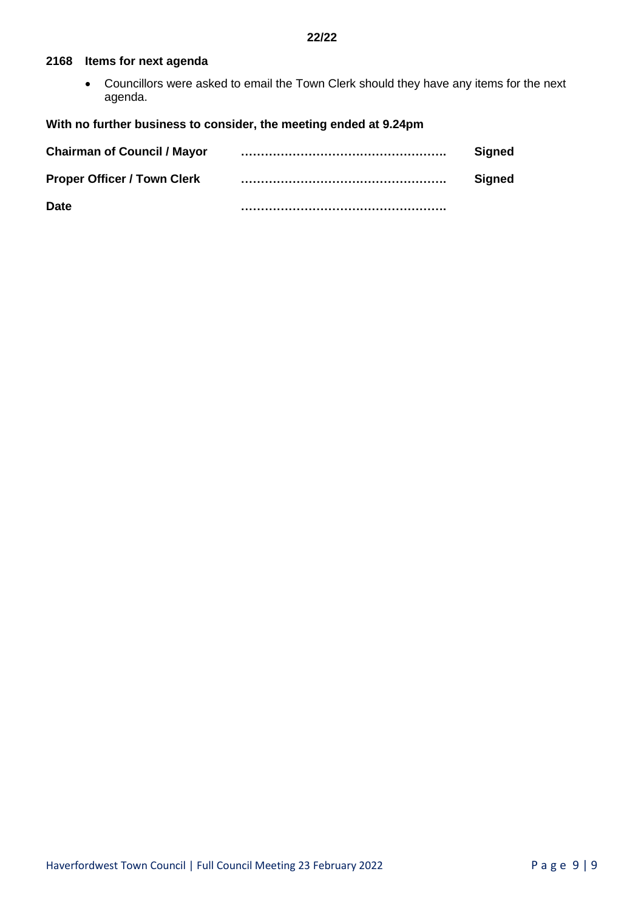**22/22**

## 2168 Items for next agenda

- Councillors were asked to email the Town Clerk should they have any items for the next agenda.

**With no further business to consider, the meeting ended at 9.24pm**

| | | |
|---|---|---|
| **Chairman of Council / Mayor** | ……………………………………………. | **Signed** |
| **Proper Officer / Town Clerk** | ……………………………………………. | **Signed** |
| **Date** | ……………………………………………. | |